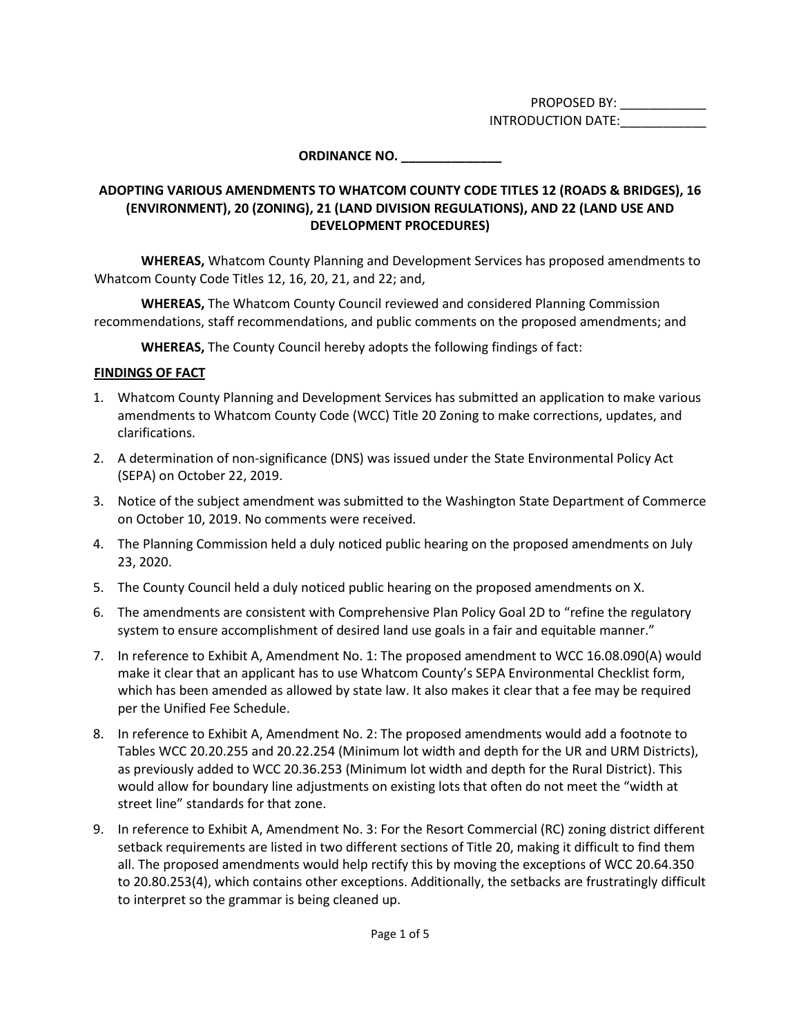PROPOSED BY: ____________
INTRODUCTION DATE:____________

**ORDINANCE NO. ______________**

**ADOPTING VARIOUS AMENDMENTS TO WHATCOM COUNTY CODE TITLES 12 (ROADS & BRIDGES), 16 (ENVIRONMENT), 20 (ZONING), 21 (LAND DIVISION REGULATIONS), AND 22 (LAND USE AND DEVELOPMENT PROCEDURES)**

**WHEREAS,** Whatcom County Planning and Development Services has proposed amendments to Whatcom County Code Titles 12, 16, 20, 21, and 22; and,

**WHEREAS,** The Whatcom County Council reviewed and considered Planning Commission recommendations, staff recommendations, and public comments on the proposed amendments; and

**WHEREAS,** The County Council hereby adopts the following findings of fact:

**FINDINGS OF FACT**

1. Whatcom County Planning and Development Services has submitted an application to make various amendments to Whatcom County Code (WCC) Title 20 Zoning to make corrections, updates, and clarifications.
2. A determination of non-significance (DNS) was issued under the State Environmental Policy Act (SEPA) on October 22, 2019.
3. Notice of the subject amendment was submitted to the Washington State Department of Commerce on October 10, 2019. No comments were received.
4. The Planning Commission held a duly noticed public hearing on the proposed amendments on July 23, 2020.
5. The County Council held a duly noticed public hearing on the proposed amendments on X.
6. The amendments are consistent with Comprehensive Plan Policy Goal 2D to "refine the regulatory system to ensure accomplishment of desired land use goals in a fair and equitable manner."
7. In reference to Exhibit A, Amendment No. 1: The proposed amendment to WCC 16.08.090(A) would make it clear that an applicant has to use Whatcom County's SEPA Environmental Checklist form, which has been amended as allowed by state law. It also makes it clear that a fee may be required per the Unified Fee Schedule.
8. In reference to Exhibit A, Amendment No. 2: The proposed amendments would add a footnote to Tables WCC 20.20.255 and 20.22.254 (Minimum lot width and depth for the UR and URM Districts), as previously added to WCC 20.36.253 (Minimum lot width and depth for the Rural District). This would allow for boundary line adjustments on existing lots that often do not meet the "width at street line" standards for that zone.
9. In reference to Exhibit A, Amendment No. 3: For the Resort Commercial (RC) zoning district different setback requirements are listed in two different sections of Title 20, making it difficult to find them all. The proposed amendments would help rectify this by moving the exceptions of WCC 20.64.350 to 20.80.253(4), which contains other exceptions. Additionally, the setbacks are frustratingly difficult to interpret so the grammar is being cleaned up.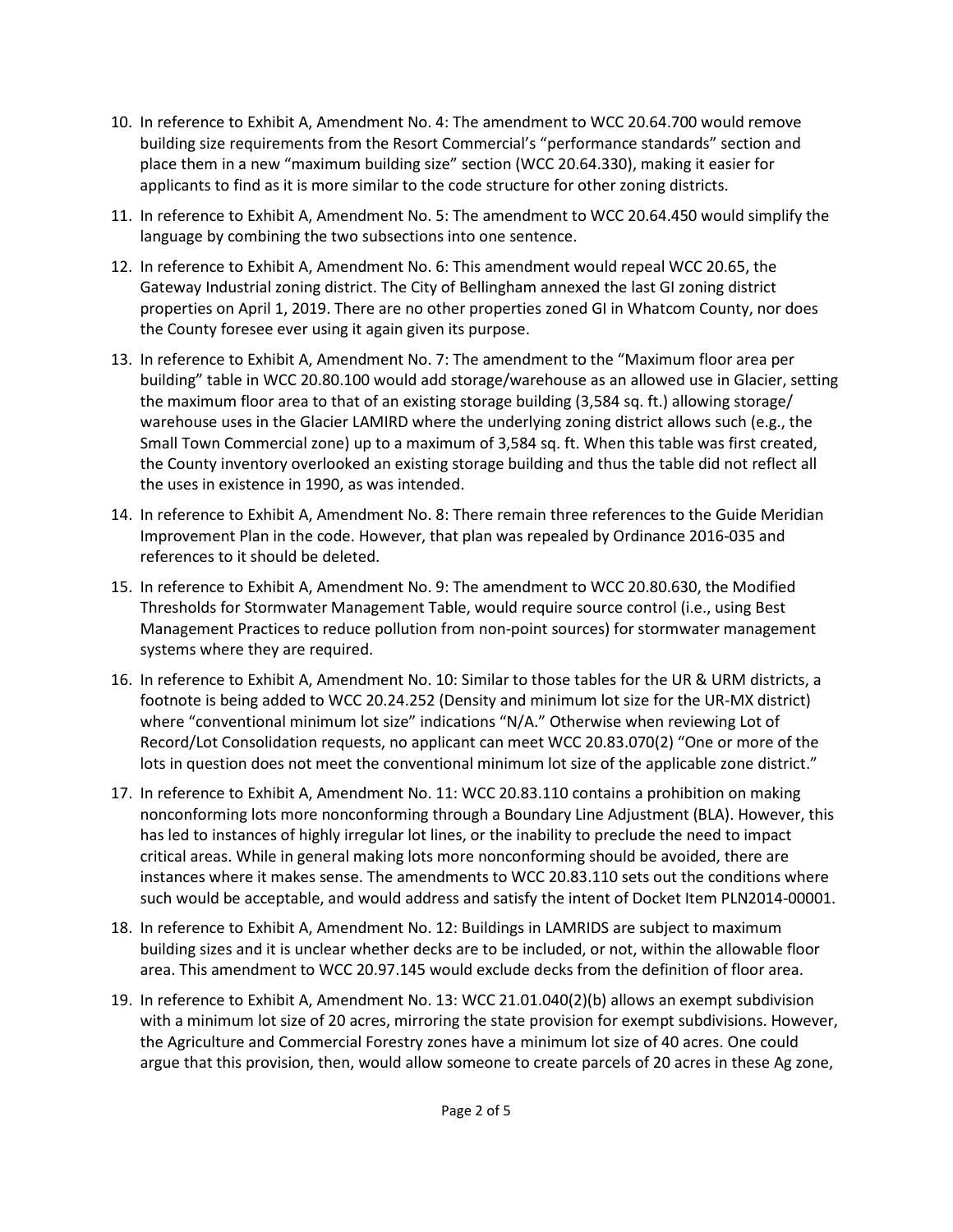10. In reference to Exhibit A, Amendment No. 4: The amendment to WCC 20.64.700 would remove building size requirements from the Resort Commercial's "performance standards" section and place them in a new "maximum building size" section (WCC 20.64.330), making it easier for applicants to find as it is more similar to the code structure for other zoning districts.
11. In reference to Exhibit A, Amendment No. 5: The amendment to WCC 20.64.450 would simplify the language by combining the two subsections into one sentence.
12. In reference to Exhibit A, Amendment No. 6: This amendment would repeal WCC 20.65, the Gateway Industrial zoning district. The City of Bellingham annexed the last GI zoning district properties on April 1, 2019. There are no other properties zoned GI in Whatcom County, nor does the County foresee ever using it again given its purpose.
13. In reference to Exhibit A, Amendment No. 7: The amendment to the "Maximum floor area per building" table in WCC 20.80.100 would add storage/warehouse as an allowed use in Glacier, setting the maximum floor area to that of an existing storage building (3,584 sq. ft.) allowing storage/ warehouse uses in the Glacier LAMIRD where the underlying zoning district allows such (e.g., the Small Town Commercial zone) up to a maximum of 3,584 sq. ft. When this table was first created, the County inventory overlooked an existing storage building and thus the table did not reflect all the uses in existence in 1990, as was intended.
14. In reference to Exhibit A, Amendment No. 8: There remain three references to the Guide Meridian Improvement Plan in the code. However, that plan was repealed by Ordinance 2016-035 and references to it should be deleted.
15. In reference to Exhibit A, Amendment No. 9: The amendment to WCC 20.80.630, the Modified Thresholds for Stormwater Management Table, would require source control (i.e., using Best Management Practices to reduce pollution from non-point sources) for stormwater management systems where they are required.
16. In reference to Exhibit A, Amendment No. 10: Similar to those tables for the UR & URM districts, a footnote is being added to WCC 20.24.252 (Density and minimum lot size for the UR-MX district) where "conventional minimum lot size" indications "N/A." Otherwise when reviewing Lot of Record/Lot Consolidation requests, no applicant can meet WCC 20.83.070(2) "One or more of the lots in question does not meet the conventional minimum lot size of the applicable zone district."
17. In reference to Exhibit A, Amendment No. 11: WCC 20.83.110 contains a prohibition on making nonconforming lots more nonconforming through a Boundary Line Adjustment (BLA). However, this has led to instances of highly irregular lot lines, or the inability to preclude the need to impact critical areas. While in general making lots more nonconforming should be avoided, there are instances where it makes sense. The amendments to WCC 20.83.110 sets out the conditions where such would be acceptable, and would address and satisfy the intent of Docket Item PLN2014-00001.
18. In reference to Exhibit A, Amendment No. 12: Buildings in LAMRIDS are subject to maximum building sizes and it is unclear whether decks are to be included, or not, within the allowable floor area. This amendment to WCC 20.97.145 would exclude decks from the definition of floor area.
19. In reference to Exhibit A, Amendment No. 13: WCC 21.01.040(2)(b) allows an exempt subdivision with a minimum lot size of 20 acres, mirroring the state provision for exempt subdivisions. However, the Agriculture and Commercial Forestry zones have a minimum lot size of 40 acres. One could argue that this provision, then, would allow someone to create parcels of 20 acres in these Ag zone,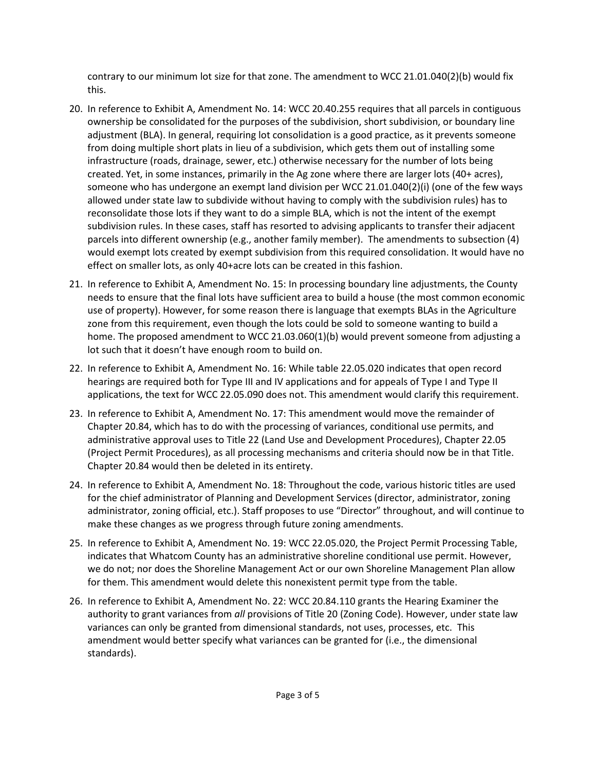contrary to our minimum lot size for that zone. The amendment to WCC 21.01.040(2)(b) would fix this.

20. In reference to Exhibit A, Amendment No. 14: WCC 20.40.255 requires that all parcels in contiguous ownership be consolidated for the purposes of the subdivision, short subdivision, or boundary line adjustment (BLA). In general, requiring lot consolidation is a good practice, as it prevents someone from doing multiple short plats in lieu of a subdivision, which gets them out of installing some infrastructure (roads, drainage, sewer, etc.) otherwise necessary for the number of lots being created. Yet, in some instances, primarily in the Ag zone where there are larger lots (40+ acres), someone who has undergone an exempt land division per WCC 21.01.040(2)(i) (one of the few ways allowed under state law to subdivide without having to comply with the subdivision rules) has to reconsolidate those lots if they want to do a simple BLA, which is not the intent of the exempt subdivision rules. In these cases, staff has resorted to advising applicants to transfer their adjacent parcels into different ownership (e.g., another family member). The amendments to subsection (4) would exempt lots created by exempt subdivision from this required consolidation. It would have no effect on smaller lots, as only 40+acre lots can be created in this fashion.
21. In reference to Exhibit A, Amendment No. 15: In processing boundary line adjustments, the County needs to ensure that the final lots have sufficient area to build a house (the most common economic use of property). However, for some reason there is language that exempts BLAs in the Agriculture zone from this requirement, even though the lots could be sold to someone wanting to build a home. The proposed amendment to WCC 21.03.060(1)(b) would prevent someone from adjusting a lot such that it doesn't have enough room to build on.
22. In reference to Exhibit A, Amendment No. 16: While table 22.05.020 indicates that open record hearings are required both for Type III and IV applications and for appeals of Type I and Type II applications, the text for WCC 22.05.090 does not. This amendment would clarify this requirement.
23. In reference to Exhibit A, Amendment No. 17: This amendment would move the remainder of Chapter 20.84, which has to do with the processing of variances, conditional use permits, and administrative approval uses to Title 22 (Land Use and Development Procedures), Chapter 22.05 (Project Permit Procedures), as all processing mechanisms and criteria should now be in that Title. Chapter 20.84 would then be deleted in its entirety.
24. In reference to Exhibit A, Amendment No. 18: Throughout the code, various historic titles are used for the chief administrator of Planning and Development Services (director, administrator, zoning administrator, zoning official, etc.). Staff proposes to use "Director" throughout, and will continue to make these changes as we progress through future zoning amendments.
25. In reference to Exhibit A, Amendment No. 19: WCC 22.05.020, the Project Permit Processing Table, indicates that Whatcom County has an administrative shoreline conditional use permit. However, we do not; nor does the Shoreline Management Act or our own Shoreline Management Plan allow for them. This amendment would delete this nonexistent permit type from the table.
26. In reference to Exhibit A, Amendment No. 22: WCC 20.84.110 grants the Hearing Examiner the authority to grant variances from *all* provisions of Title 20 (Zoning Code). However, under state law variances can only be granted from dimensional standards, not uses, processes, etc. This amendment would better specify what variances can be granted for (i.e., the dimensional standards).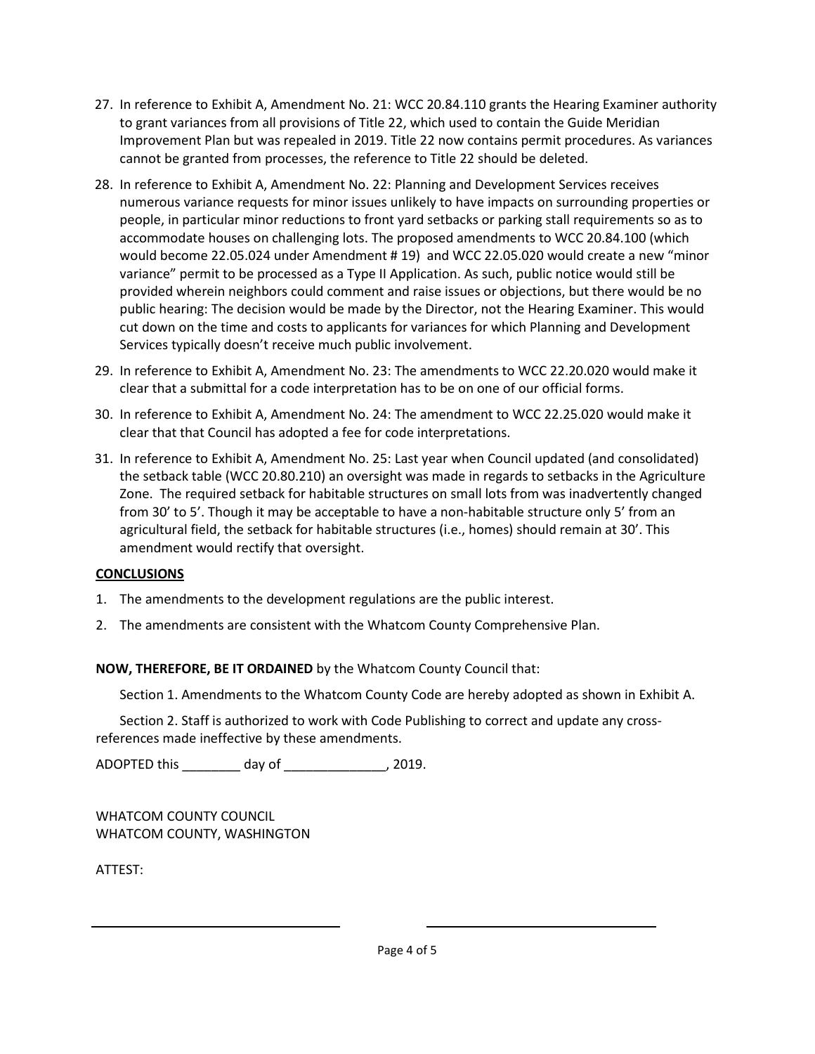27. In reference to Exhibit A, Amendment No. 21: WCC 20.84.110 grants the Hearing Examiner authority to grant variances from all provisions of Title 22, which used to contain the Guide Meridian Improvement Plan but was repealed in 2019. Title 22 now contains permit procedures. As variances cannot be granted from processes, the reference to Title 22 should be deleted.

28. In reference to Exhibit A, Amendment No. 22: Planning and Development Services receives numerous variance requests for minor issues unlikely to have impacts on surrounding properties or people, in particular minor reductions to front yard setbacks or parking stall requirements so as to accommodate houses on challenging lots. The proposed amendments to WCC 20.84.100 (which would become 22.05.024 under Amendment # 19) and WCC 22.05.020 would create a new "minor variance" permit to be processed as a Type II Application. As such, public notice would still be provided wherein neighbors could comment and raise issues or objections, but there would be no public hearing: The decision would be made by the Director, not the Hearing Examiner. This would cut down on the time and costs to applicants for variances for which Planning and Development Services typically doesn't receive much public involvement.

29. In reference to Exhibit A, Amendment No. 23: The amendments to WCC 22.20.020 would make it clear that a submittal for a code interpretation has to be on one of our official forms.

30. In reference to Exhibit A, Amendment No. 24: The amendment to WCC 22.25.020 would make it clear that that Council has adopted a fee for code interpretations.

31. In reference to Exhibit A, Amendment No. 25: Last year when Council updated (and consolidated) the setback table (WCC 20.80.210) an oversight was made in regards to setbacks in the Agriculture Zone. The required setback for habitable structures on small lots from was inadvertently changed from 30' to 5'. Though it may be acceptable to have a non-habitable structure only 5' from an agricultural field, the setback for habitable structures (i.e., homes) should remain at 30'. This amendment would rectify that oversight.

**CONCLUSIONS**

1. The amendments to the development regulations are the public interest.
2. The amendments are consistent with the Whatcom County Comprehensive Plan.

**NOW, THEREFORE, BE IT ORDAINED** by the Whatcom County Council that:

Section 1. Amendments to the Whatcom County Code are hereby adopted as shown in Exhibit A.

Section 2. Staff is authorized to work with Code Publishing to correct and update any cross-references made ineffective by these amendments.

ADOPTED this ________ day of ______________, 2019.

WHATCOM COUNTY COUNCIL
WHATCOM COUNTY, WASHINGTON

ATTEST:

_______________________________ _______________________________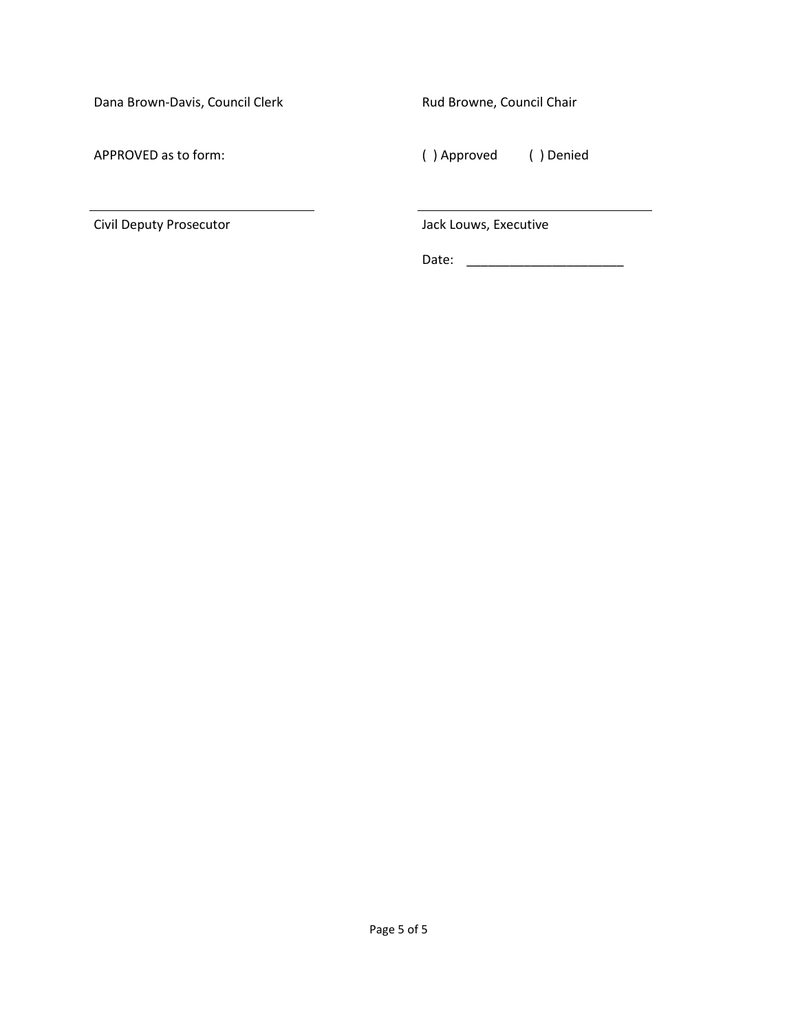Dana Brown-Davis, Council Clerk

Rud Browne, Council Chair

APPROVED as to form:

( ) Approved ( ) Denied

\_\_\_\_\_\_\_\_\_\_\_\_\_\_\_\_\_\_\_\_\_\_\_\_\_\_\_\_\_\_

Civil Deputy Prosecutor

\_\_\_\_\_\_\_\_\_\_\_\_\_\_\_\_\_\_\_\_\_\_\_\_\_\_\_\_\_\_

Jack Louws, Executive

Date: \_\_\_\_\_\_\_\_\_\_\_\_\_\_\_\_\_\_\_\_\_\_\_